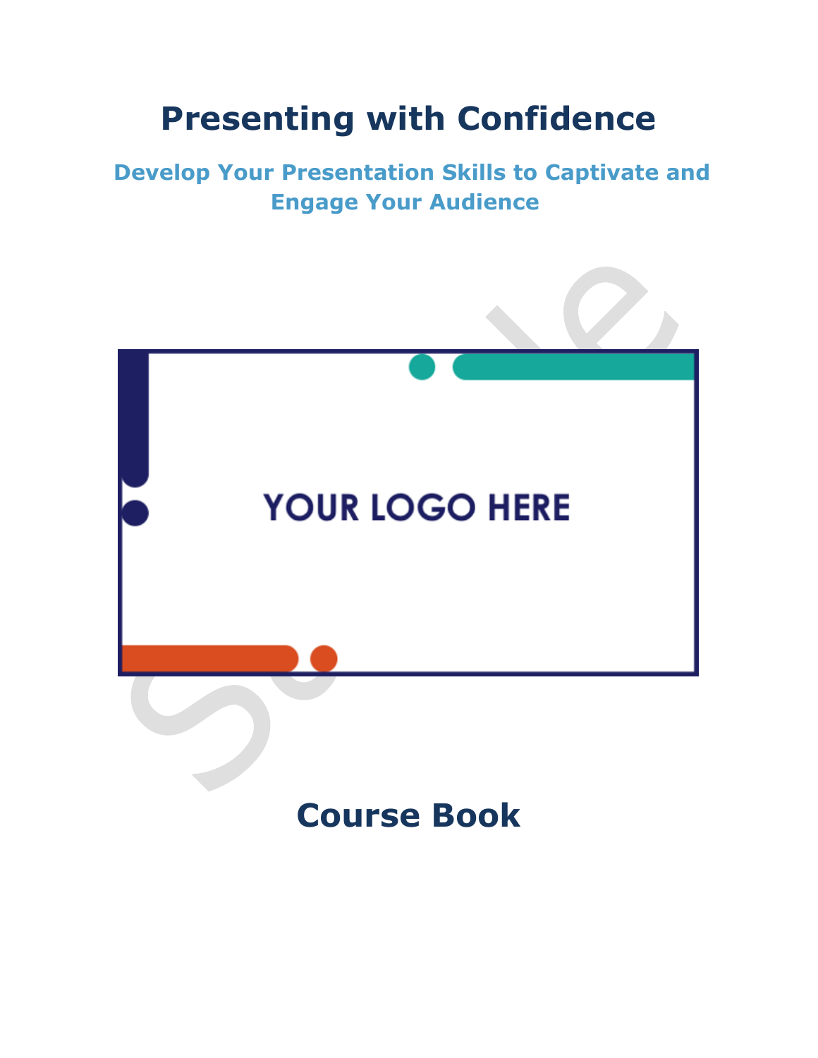# Presenting with Confidence

## Develop Your Presentation Skills to Captivate and Engage Your Audience

YOUR LOGO HERE

# Course Book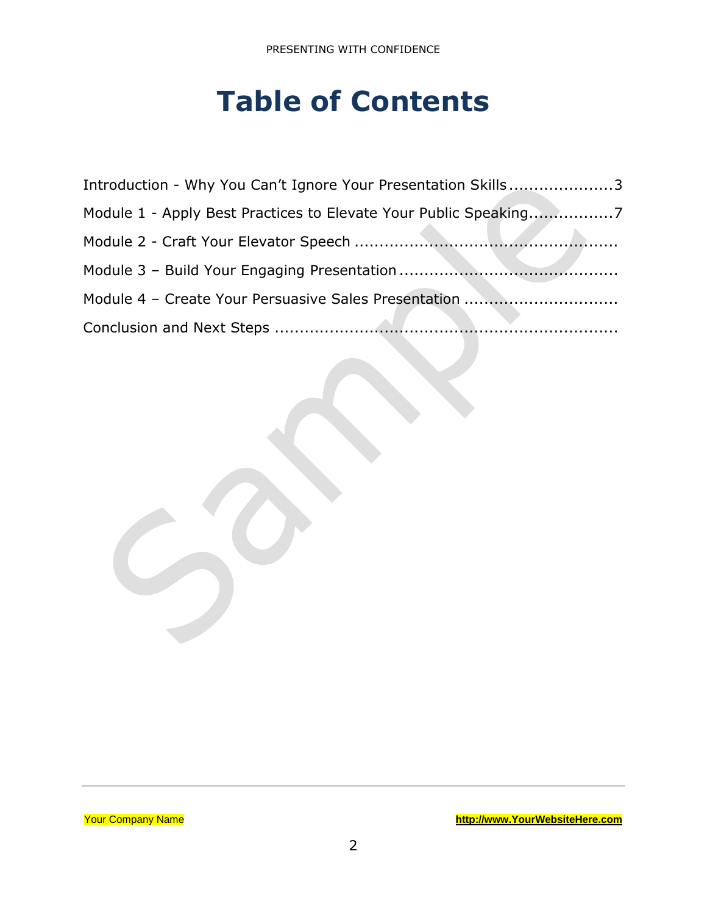# Table of Contents

Introduction - Why You Can't Ignore Your Presentation Skills .....................3

Module 1 - Apply Best Practices to Elevate Your Public Speaking.................7

Module 2 - Craft Your Elevator Speech ....................................................

Module 3 – Build Your Engaging Presentation ............................................

Module 4 – Create Your Persuasive Sales Presentation ..............................

Conclusion and Next Steps ....................................................................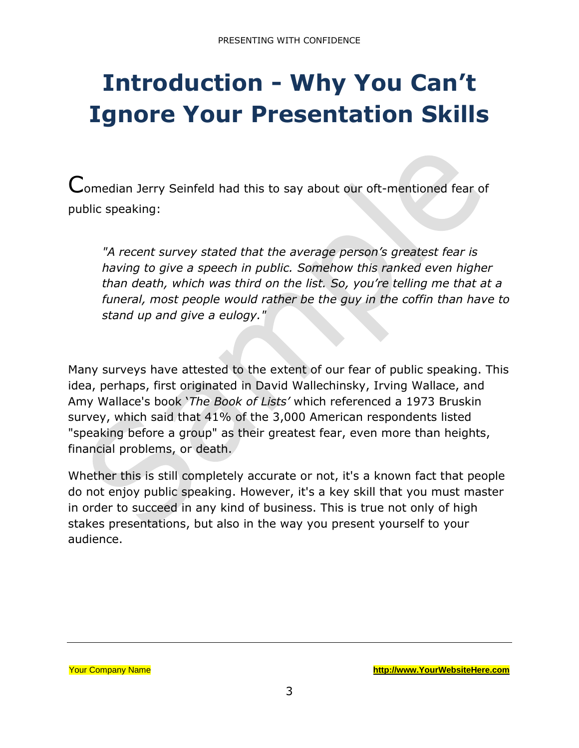# Introduction - Why You Can't Ignore Your Presentation Skills

Comedian Jerry Seinfeld had this to say about our oft-mentioned fear of public speaking:

> *"A recent survey stated that the average person's greatest fear is having to give a speech in public. Somehow this ranked even higher than death, which was third on the list. So, you're telling me that at a funeral, most people would rather be the guy in the coffin than have to stand up and give a eulogy."*

Many surveys have attested to the extent of our fear of public speaking. This idea, perhaps, first originated in David Wallechinsky, Irving Wallace, and Amy Wallace's book '*The Book of Lists*' which referenced a 1973 Bruskin survey, which said that 41% of the 3,000 American respondents listed "speaking before a group" as their greatest fear, even more than heights, financial problems, or death.

Whether this is still completely accurate or not, it's a known fact that people do not enjoy public speaking. However, it's a key skill that you must master in order to succeed in any kind of business. This is true not only of high stakes presentations, but also in the way you present yourself to your audience.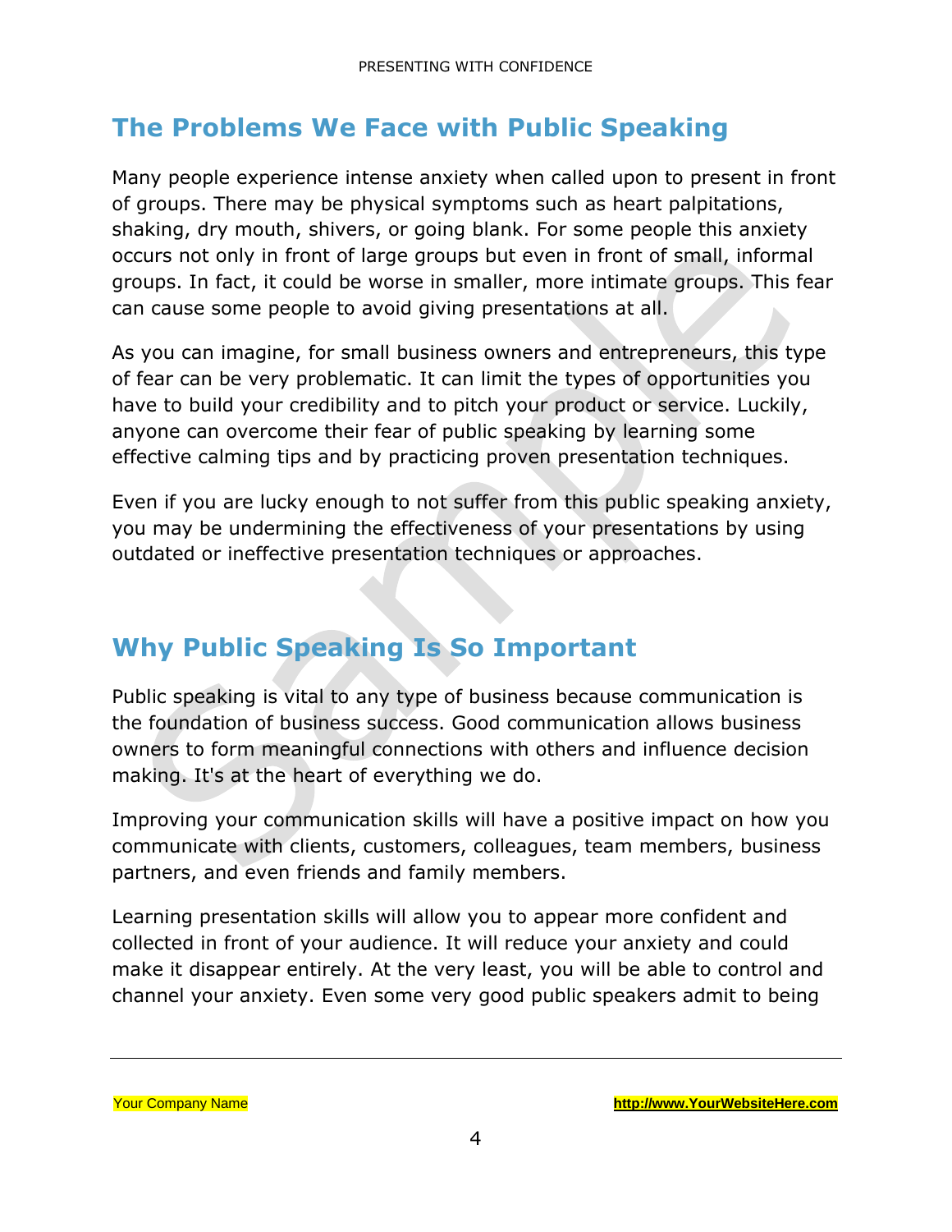## The Problems We Face with Public Speaking

Many people experience intense anxiety when called upon to present in front of groups. There may be physical symptoms such as heart palpitations, shaking, dry mouth, shivers, or going blank. For some people this anxiety occurs not only in front of large groups but even in front of small, informal groups. In fact, it could be worse in smaller, more intimate groups. This fear can cause some people to avoid giving presentations at all.

As you can imagine, for small business owners and entrepreneurs, this type of fear can be very problematic. It can limit the types of opportunities you have to build your credibility and to pitch your product or service. Luckily, anyone can overcome their fear of public speaking by learning some effective calming tips and by practicing proven presentation techniques.

Even if you are lucky enough to not suffer from this public speaking anxiety, you may be undermining the effectiveness of your presentations by using outdated or ineffective presentation techniques or approaches.

## Why Public Speaking Is So Important

Public speaking is vital to any type of business because communication is the foundation of business success. Good communication allows business owners to form meaningful connections with others and influence decision making. It's at the heart of everything we do.

Improving your communication skills will have a positive impact on how you communicate with clients, customers, colleagues, team members, business partners, and even friends and family members.

Learning presentation skills will allow you to appear more confident and collected in front of your audience. It will reduce your anxiety and could make it disappear entirely. At the very least, you will be able to control and channel your anxiety. Even some very good public speakers admit to being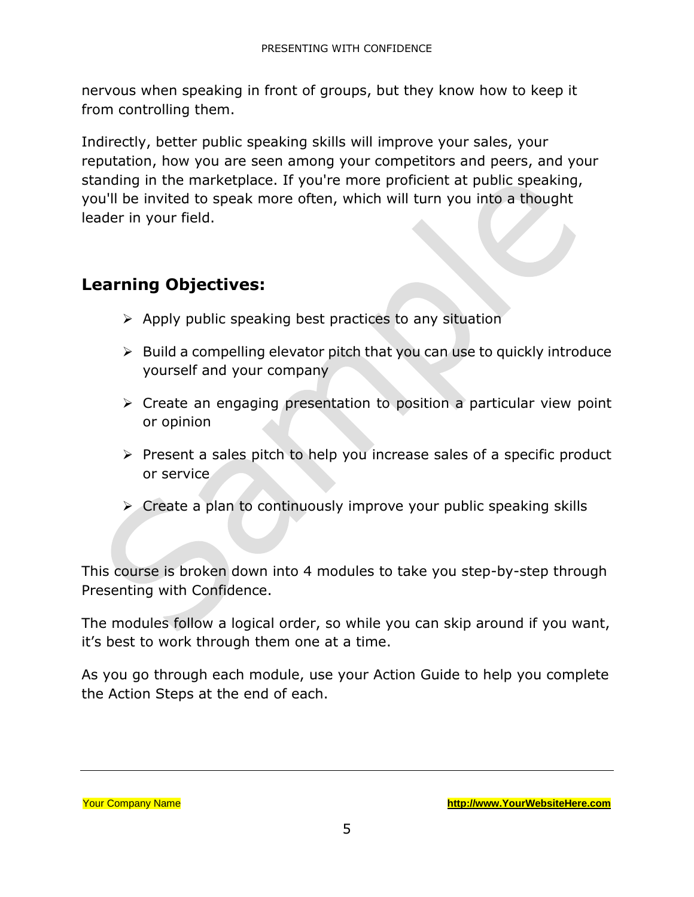nervous when speaking in front of groups, but they know how to keep it from controlling them.

Indirectly, better public speaking skills will improve your sales, your reputation, how you are seen among your competitors and peers, and your standing in the marketplace. If you're more proficient at public speaking, you'll be invited to speak more often, which will turn you into a thought leader in your field.

## Learning Objectives:

- Apply public speaking best practices to any situation
- Build a compelling elevator pitch that you can use to quickly introduce yourself and your company
- Create an engaging presentation to position a particular view point or opinion
- Present a sales pitch to help you increase sales of a specific product or service
- Create a plan to continuously improve your public speaking skills

This course is broken down into 4 modules to take you step-by-step through Presenting with Confidence.

The modules follow a logical order, so while you can skip around if you want, it's best to work through them one at a time.

As you go through each module, use your Action Guide to help you complete the Action Steps at the end of each.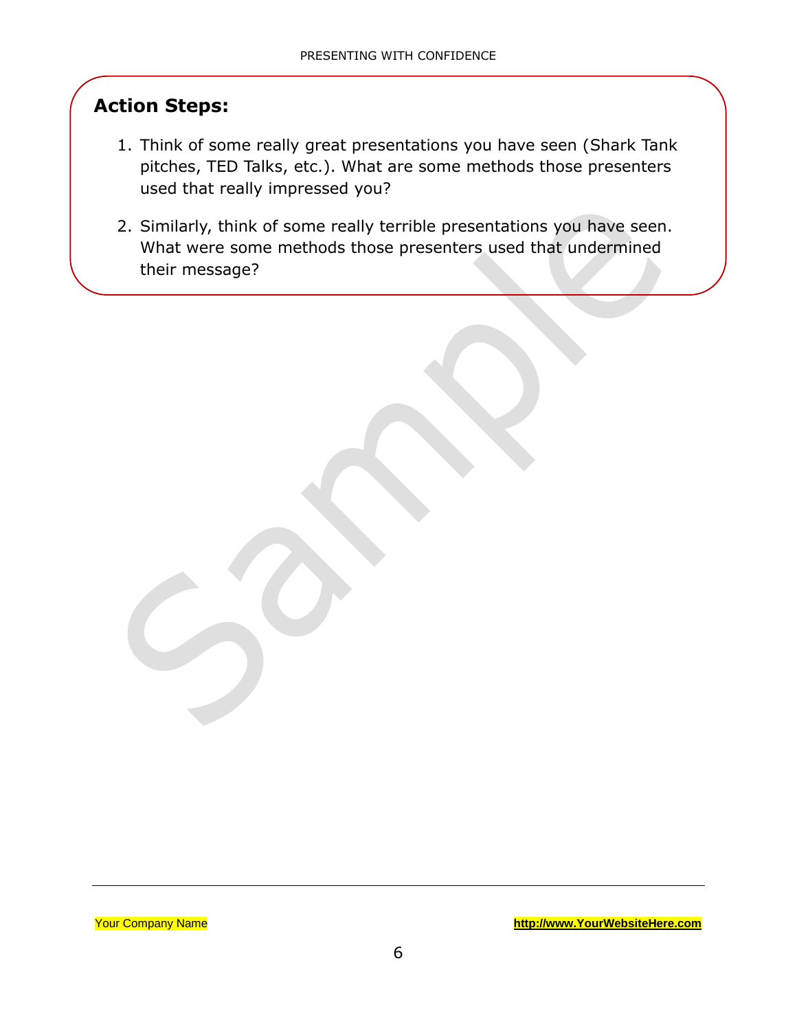## Action Steps:

1. Think of some really great presentations you have seen (Shark Tank pitches, TED Talks, etc.). What are some methods those presenters used that really impressed you?
2. Similarly, think of some really terrible presentations you have seen. What were some methods those presenters used that undermined their message?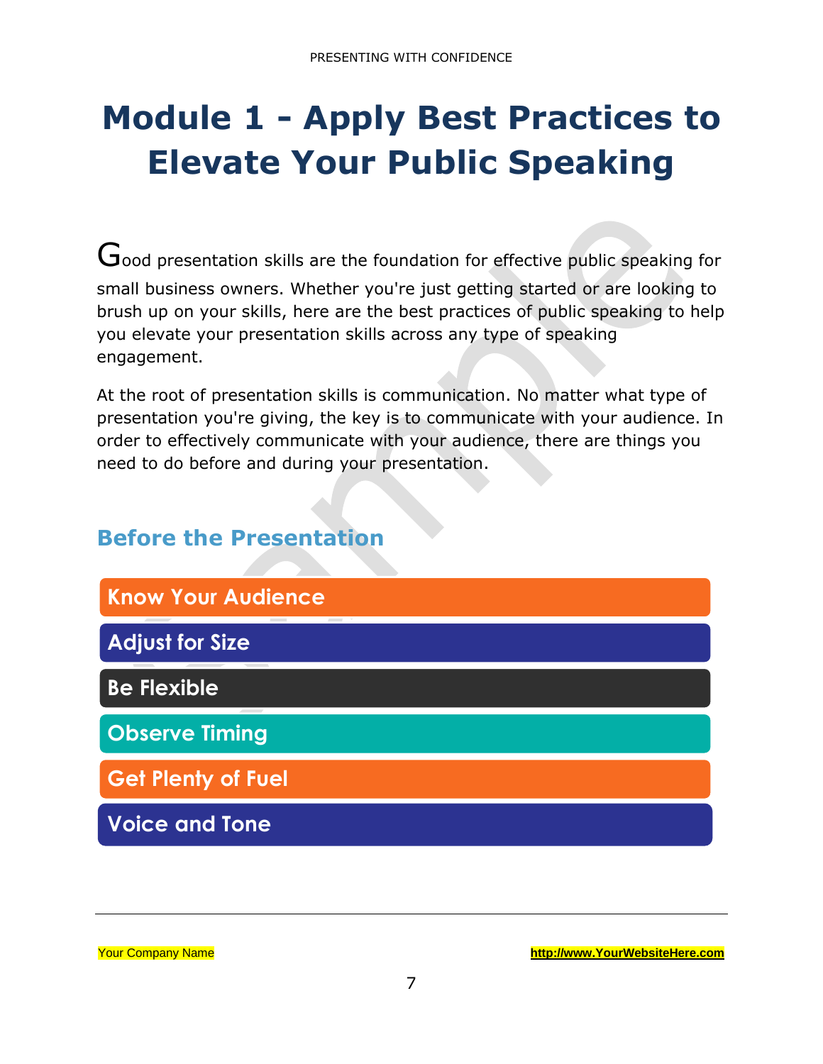# Module 1 - Apply Best Practices to Elevate Your Public Speaking

Good presentation skills are the foundation for effective public speaking for small business owners. Whether you're just getting started or are looking to brush up on your skills, here are the best practices of public speaking to help you elevate your presentation skills across any type of speaking engagement.

At the root of presentation skills is communication. No matter what type of presentation you're giving, the key is to communicate with your audience. In order to effectively communicate with your audience, there are things you need to do before and during your presentation.

## Before the Presentation

- **Know Your Audience**
- **Adjust for Size**
- **Be Flexible**
- **Observe Timing**
- **Get Plenty of Fuel**
- **Voice and Tone**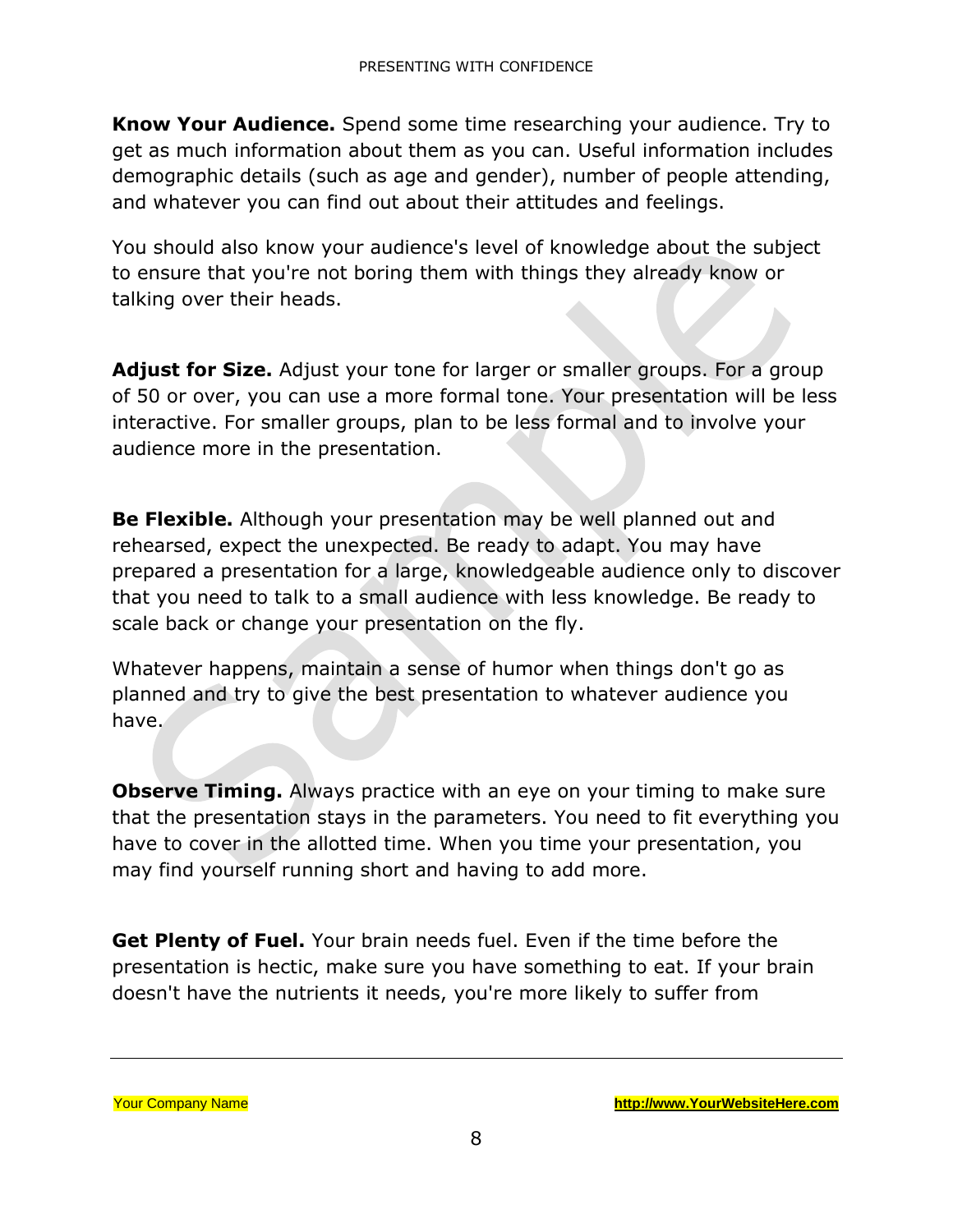**Know Your Audience.** Spend some time researching your audience. Try to get as much information about them as you can. Useful information includes demographic details (such as age and gender), number of people attending, and whatever you can find out about their attitudes and feelings.

You should also know your audience's level of knowledge about the subject to ensure that you're not boring them with things they already know or talking over their heads.

**Adjust for Size.** Adjust your tone for larger or smaller groups. For a group of 50 or over, you can use a more formal tone. Your presentation will be less interactive. For smaller groups, plan to be less formal and to involve your audience more in the presentation.

**Be Flexible.** Although your presentation may be well planned out and rehearsed, expect the unexpected. Be ready to adapt. You may have prepared a presentation for a large, knowledgeable audience only to discover that you need to talk to a small audience with less knowledge. Be ready to scale back or change your presentation on the fly.

Whatever happens, maintain a sense of humor when things don't go as planned and try to give the best presentation to whatever audience you have.

**Observe Timing.** Always practice with an eye on your timing to make sure that the presentation stays in the parameters. You need to fit everything you have to cover in the allotted time. When you time your presentation, you may find yourself running short and having to add more.

**Get Plenty of Fuel.** Your brain needs fuel. Even if the time before the presentation is hectic, make sure you have something to eat. If your brain doesn't have the nutrients it needs, you're more likely to suffer from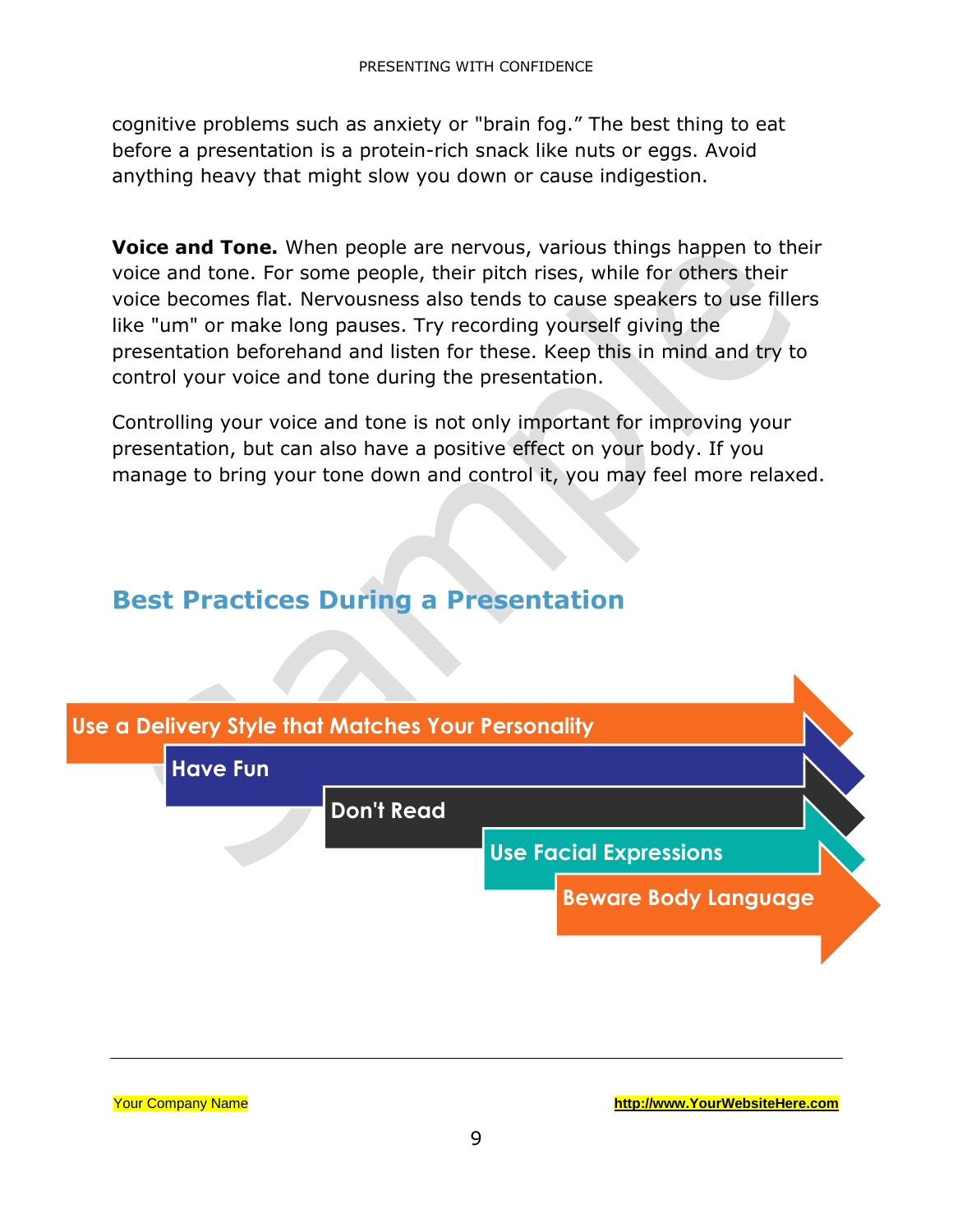cognitive problems such as anxiety or "brain fog." The best thing to eat before a presentation is a protein-rich snack like nuts or eggs. Avoid anything heavy that might slow you down or cause indigestion.

**Voice and Tone.** When people are nervous, various things happen to their voice and tone. For some people, their pitch rises, while for others their voice becomes flat. Nervousness also tends to cause speakers to use fillers like "um" or make long pauses. Try recording yourself giving the presentation beforehand and listen for these. Keep this in mind and try to control your voice and tone during the presentation.

Controlling your voice and tone is not only important for improving your presentation, but can also have a positive effect on your body. If you manage to bring your tone down and control it, you may feel more relaxed.

## Best Practices During a Presentation

- Use a Delivery Style that Matches Your Personality
- Have Fun
- Don't Read
- Use Facial Expressions
- Beware Body Language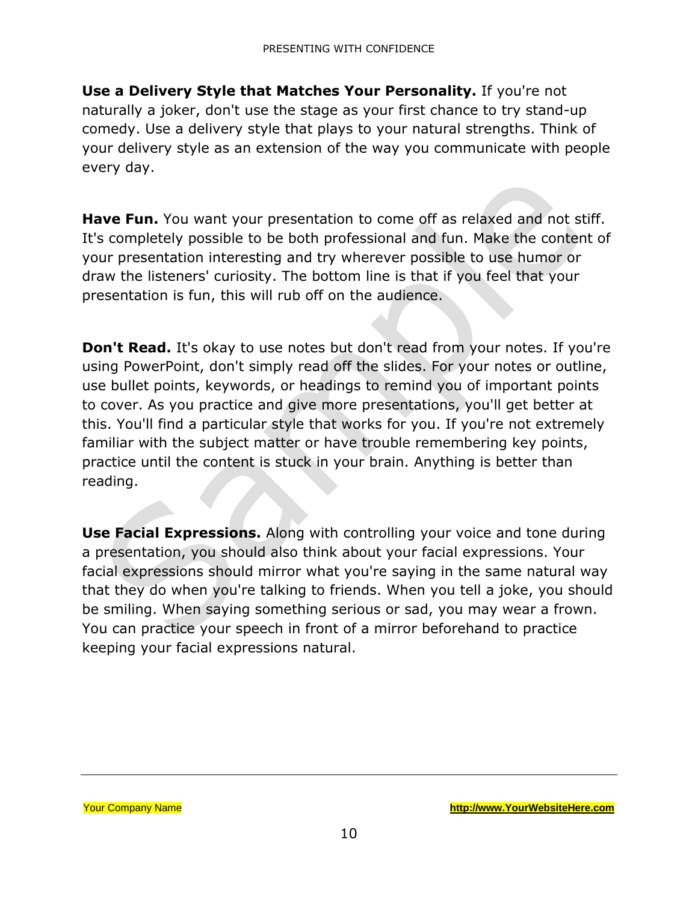**Use a Delivery Style that Matches Your Personality.** If you're not naturally a joker, don't use the stage as your first chance to try stand-up comedy. Use a delivery style that plays to your natural strengths. Think of your delivery style as an extension of the way you communicate with people every day.

**Have Fun.** You want your presentation to come off as relaxed and not stiff. It's completely possible to be both professional and fun. Make the content of your presentation interesting and try wherever possible to use humor or draw the listeners' curiosity. The bottom line is that if you feel that your presentation is fun, this will rub off on the audience.

**Don't Read.** It's okay to use notes but don't read from your notes. If you're using PowerPoint, don't simply read off the slides. For your notes or outline, use bullet points, keywords, or headings to remind you of important points to cover. As you practice and give more presentations, you'll get better at this. You'll find a particular style that works for you. If you're not extremely familiar with the subject matter or have trouble remembering key points, practice until the content is stuck in your brain. Anything is better than reading.

**Use Facial Expressions.** Along with controlling your voice and tone during a presentation, you should also think about your facial expressions. Your facial expressions should mirror what you're saying in the same natural way that they do when you're talking to friends. When you tell a joke, you should be smiling. When saying something serious or sad, you may wear a frown. You can practice your speech in front of a mirror beforehand to practice keeping your facial expressions natural.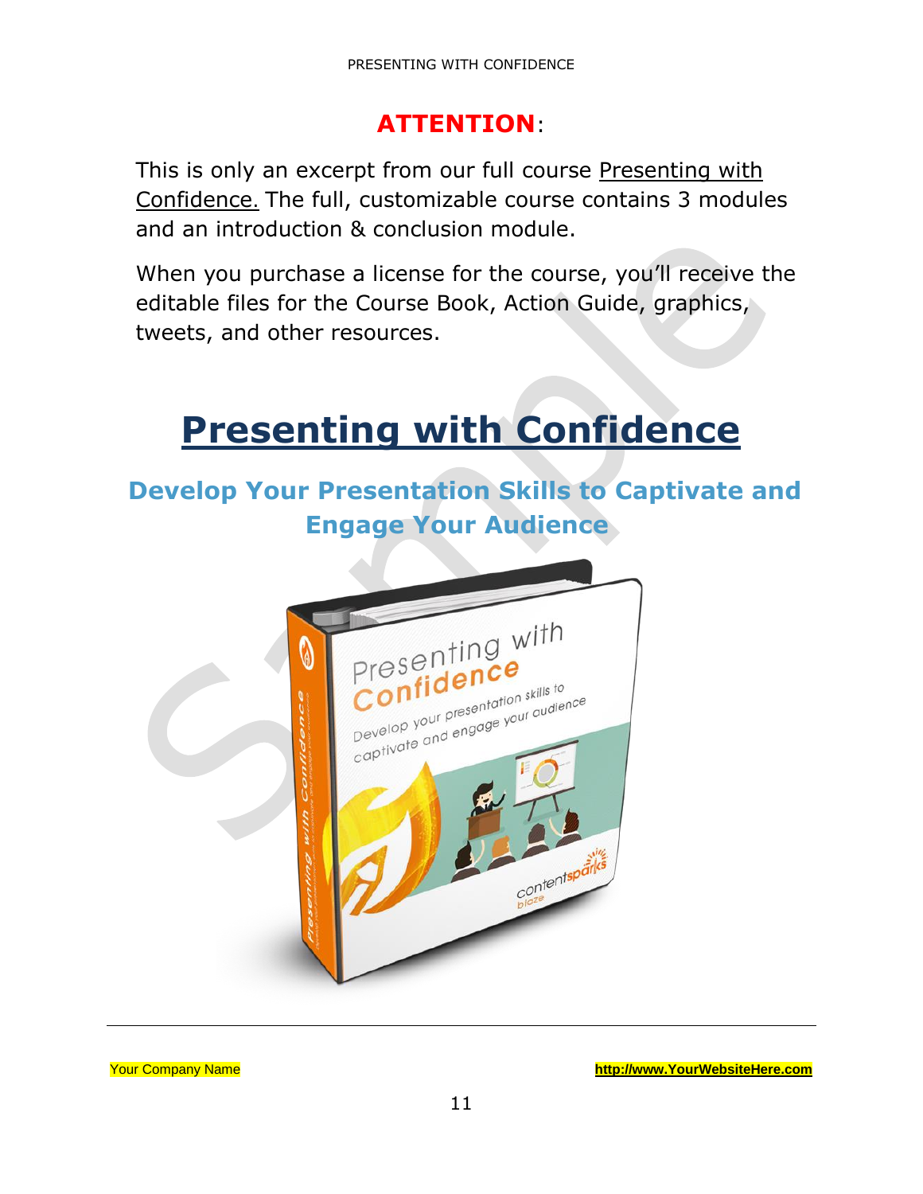**ATTENTION**:

This is only an excerpt from our full course Presenting with Confidence. The full, customizable course contains 3 modules and an introduction & conclusion module.

When you purchase a license for the course, you'll receive the editable files for the Course Book, Action Guide, graphics, tweets, and other resources.

# Presenting with Confidence

## Develop Your Presentation Skills to Captivate and Engage Your Audience